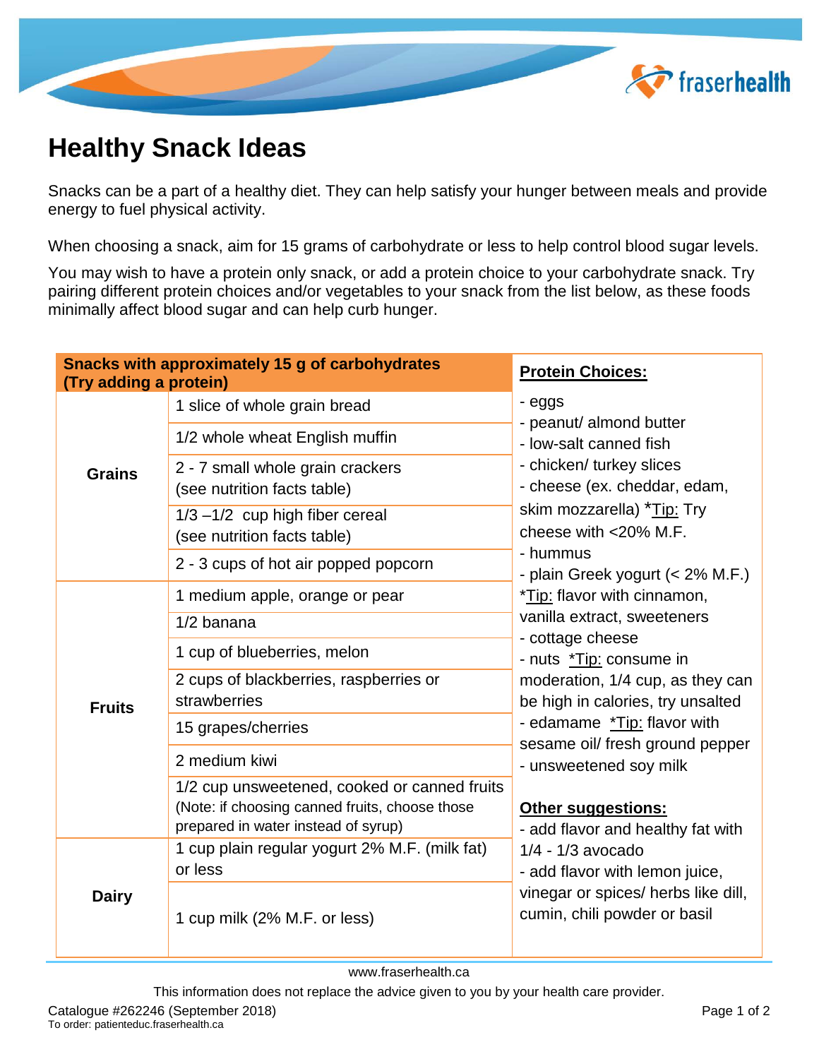# Healthy Snack Ideas

Snacks can be a part of a healthy diet. They can help satisfy your hunger between meals and provide energy to fuel physical activity.

When choosing a snack, aim for 15 grams of carbohydrate or less to help control blood sugar levels.

You may wish to have a protein only snack, or add a protein choice to your carbohydrate snack. Try pairing different protein choices and/or vegetables to your snack from the list below, as these foods minimally affect blood sugar and can help curb hunger.

| **Snacks with approximately 15 g of carbohydrates (Try adding a protein)** | |
|---|---|
| **Grains** | 1 slice of whole grain bread |
| | 1/2 whole wheat English muffin |
| | 2 - 7 small whole grain crackers (see nutrition facts table) |
| | 1/3 –1/2 cup high fiber cereal (see nutrition facts table) |
| | 2 - 3 cups of hot air popped popcorn |
| **Fruits** | 1 medium apple, orange or pear |
| | 1/2 banana |
| | 1 cup of blueberries, melon |
| | 2 cups of blackberries, raspberries or strawberries |
| | 15 grapes/cherries |
| | 2 medium kiwi |
| | 1/2 cup unsweetened, cooked or canned fruits (Note: if choosing canned fruits, choose those prepared in water instead of syrup) |
| **Dairy** | 1 cup plain regular yogurt 2% M.F. (milk fat) or less |
| | 1 cup milk (2% M.F. or less) |

**Protein Choices:**

- eggs
- peanut/ almond butter
- low-salt canned fish
- chicken/ turkey slices
- cheese (ex. cheddar, edam, skim mozzarella) *Tip: Try cheese with <20% M.F.
- hummus
- plain Greek yogurt (< 2% M.F.) *Tip: flavor with cinnamon, vanilla extract, sweeteners
- cottage cheese
- nuts *Tip: consume in moderation, 1/4 cup, as they can be high in calories, try unsalted
- edamame *Tip: flavor with sesame oil/ fresh ground pepper
- unsweetened soy milk

**Other suggestions:**

- add flavor and healthy fat with 1/4 - 1/3 avocado
- add flavor with lemon juice, vinegar or spices/ herbs like dill, cumin, chili powder or basil

www.fraserhealth.ca

This information does not replace the advice given to you by your health care provider.

Catalogue #262246 (September 2018)
To order: patienteduc.fraserhealth.ca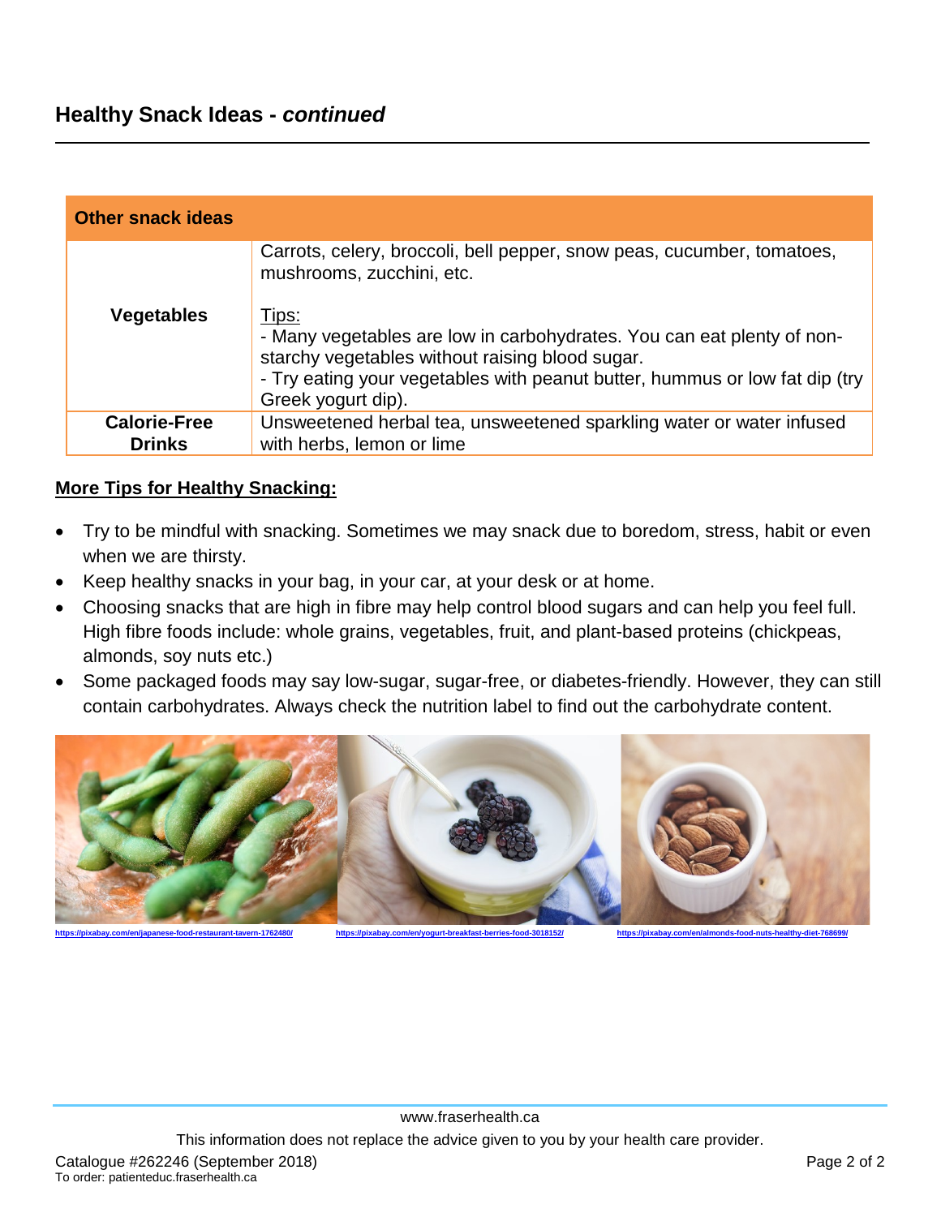## Healthy Snack Ideas - *continued*

| Other snack ideas | |
|---|---|
| **Vegetables** | Carrots, celery, broccoli, bell pepper, snow peas, cucumber, tomatoes, mushrooms, zucchini, etc.<br><br>Tips:<br>- Many vegetables are low in carbohydrates. You can eat plenty of non-starchy vegetables without raising blood sugar.<br>- Try eating your vegetables with peanut butter, hummus or low fat dip (try Greek yogurt dip). |
| **Calorie-Free Drinks** | Unsweetened herbal tea, unsweetened sparkling water or water infused with herbs, lemon or lime |

**More Tips for Healthy Snacking:**

- Try to be mindful with snacking. Sometimes we may snack due to boredom, stress, habit or even when we are thirsty.
- Keep healthy snacks in your bag, in your car, at your desk or at home.
- Choosing snacks that are high in fibre may help control blood sugars and can help you feel full. High fibre foods include: whole grains, vegetables, fruit, and plant-based proteins (chickpeas, almonds, soy nuts etc.)
- Some packaged foods may say low-sugar, sugar-free, or diabetes-friendly. However, they can still contain carbohydrates. Always check the nutrition label to find out the carbohydrate content.

https://pixabay.com/en/japanese-food-restaurant-tavern-1762480/ https://pixabay.com/en/yogurt-breakfast-berries-food-3018152/ https://pixabay.com/en/almonds-food-nuts-healthy-diet-768699/

www.fraserhealth.ca

This information does not replace the advice given to you by your health care provider.

Catalogue #262246 (September 2018)
To order: patienteduc.fraserhealth.ca